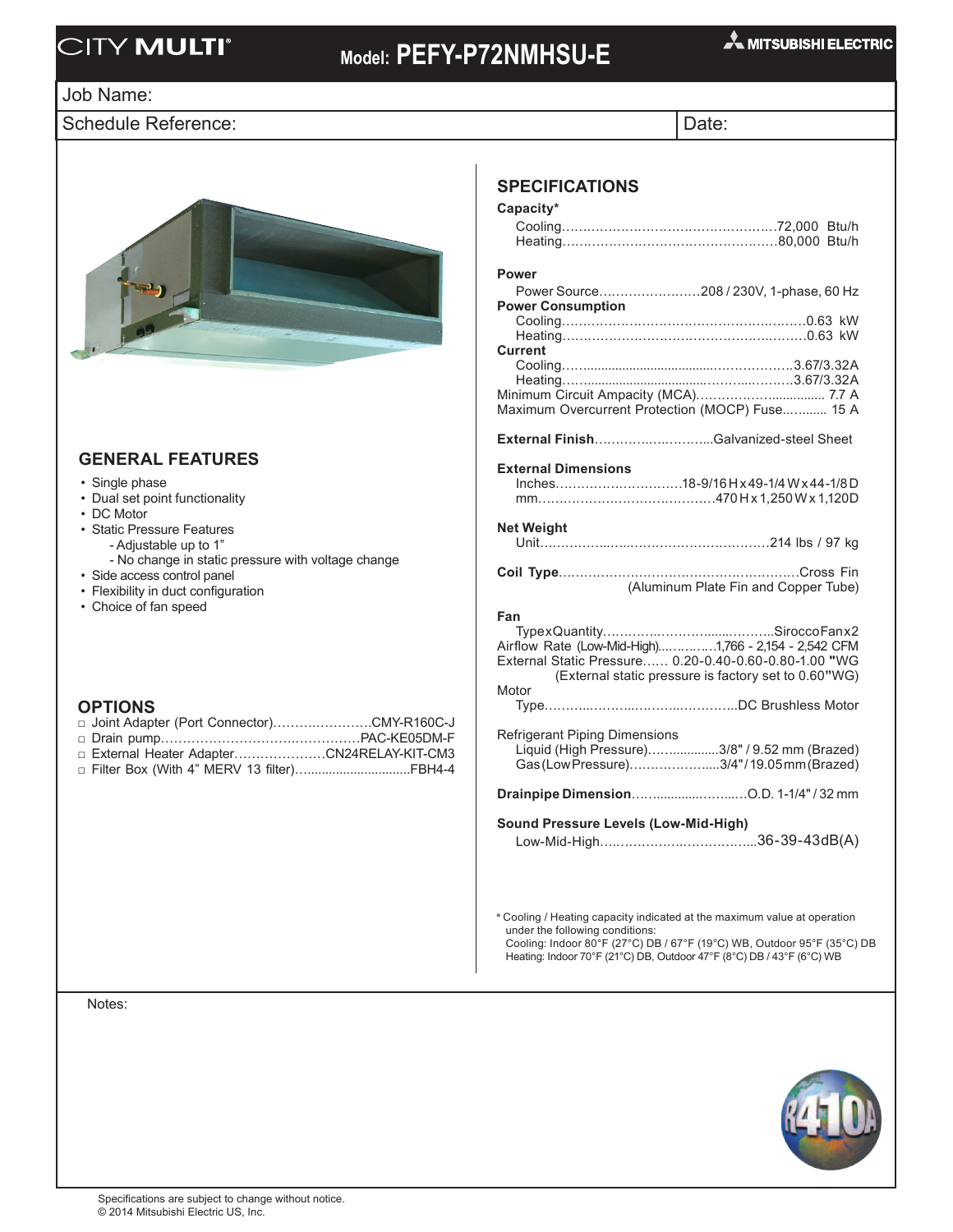# CITY MULTI®

## Model: PEFY-P72NMHSU-E

MITSUBISHI ELECTRIC

Job Name:

Schedule Reference:

Date:

## GENERAL FEATURES

- Single phase
- Dual set point functionality
- DC Motor
- Static Pressure Features
  - Adjustable up to 1"
  - No change in static pressure with voltage change
- Side access control panel
- Flexibility in duct configuration
- Choice of fan speed

## OPTIONS

- □ Joint Adapter (Port Connector)……………………CMY-R160C-J
- □ Drain pump………………………………………PAC-KE05DM-F
- □ External Heater Adapter…………………CN24RELAY-KIT-CM3
- □ Filter Box (With 4" MERV 13 filter)…...........................FBH4-4

## SPECIFICATIONS

**Capacity***

Cooling……………………………………………72,000 Btu/h
Heating……………………………………………80,000 Btu/h

**Power**

Power Source……………………208 / 230V, 1-phase, 60 Hz

**Power Consumption**

Cooling…………………………………………………0.63 kW
Heating…………………………………………………0.63 kW

**Current**

Cooling……...................................……………3.67/3.32A
Heating……...................................………..……3.67/3.32A
Minimum Circuit Ampacity (MCA)…………………............... 7.7 A
Maximum Overcurrent Protection (MOCP) Fuse...…...... 15 A

**External Finish**……………………….....Galvanized-steel Sheet

**External Dimensions**

Inches…………………………18-9/16 H x 49-1/4 W x 44-1/8 D
mm……………………………………470 H x 1,250 W x 1,120D

**Net Weight**

Unit……………………………………………………214 lbs / 97 kg

**Coil Type**………………………………………………….Cross Fin
(Aluminum Plate Fin and Copper Tube)

**Fan**

Type x Quantity………………………..........……..Sirocco Fan x 2
Airflow Rate (Low-Mid-High)………….1,766 - 2,154 - 2,542 CFM
External Static Pressure…… 0.20-0.40-0.60-0.80-1.00 "WG
(External static pressure is factory set to 0.60"WG)

Motor

Type……………………………………………DC Brushless Motor

Refrigerant Piping Dimensions

Liquid (High Pressure)……..............3/8" / 9.52 mm (Brazed)
Gas (Low Pressure)………………....3/4" / 19.05 mm (Brazed)

**Drainpipe Dimension**…….............……....O.D. 1-1/4" / 32 mm

**Sound Pressure Levels (Low-Mid-High)**

Low-Mid-High…………………………………...36-39-43dB(A)

\* Cooling / Heating capacity indicated at the maximum value at operation under the following conditions:
Cooling: Indoor 80°F (27°C) DB / 67°F (19°C) WB, Outdoor 95°F (35°C) DB
Heating: Indoor 70°F (21°C) DB, Outdoor 47°F (8°C) DB / 43°F (6°C) WB

Notes:

R410A

Specifications are subject to change without notice.
© 2014 Mitsubishi Electric US, Inc.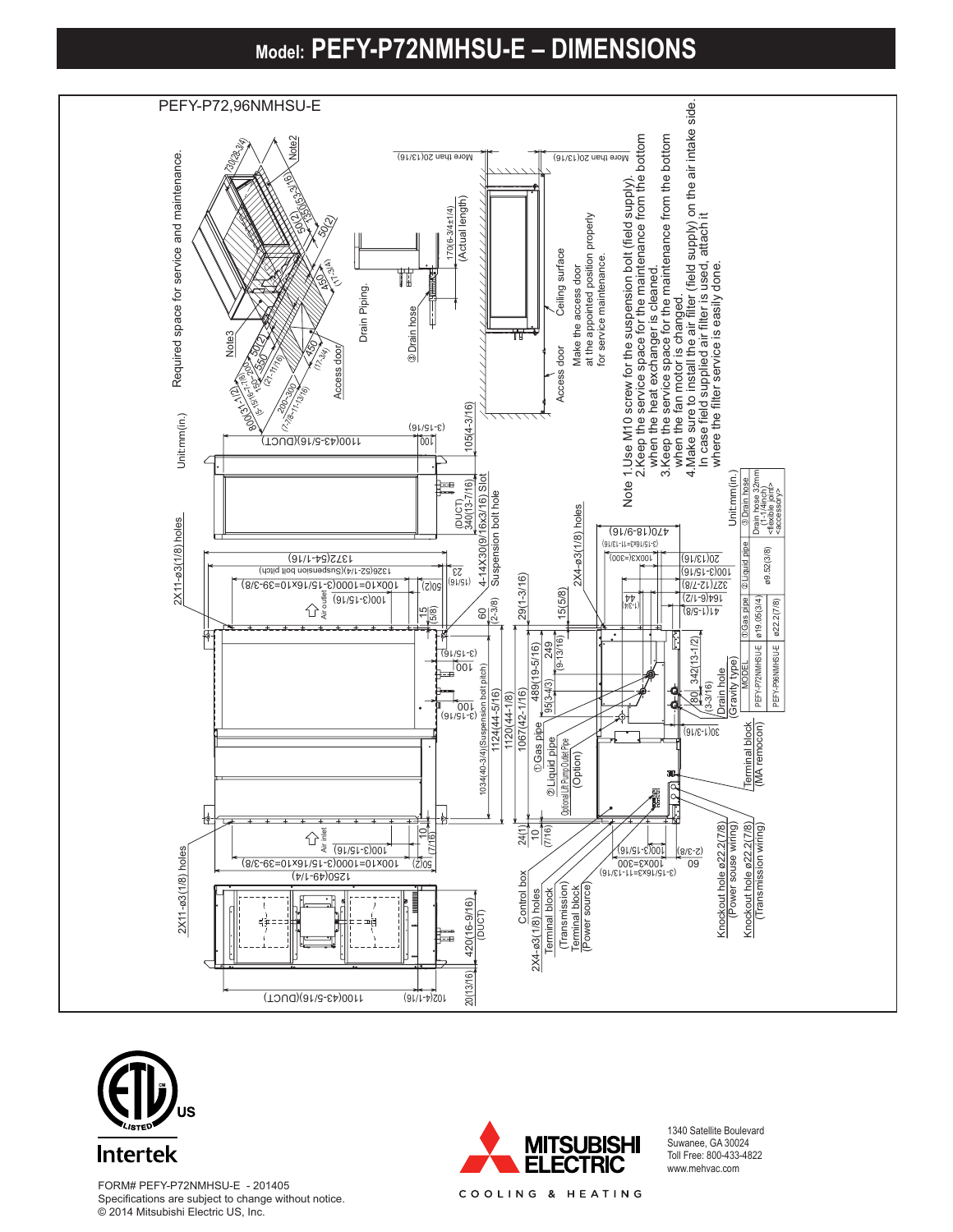# Model: PEFY-P72NMHSU-E – DIMENSIONS

PEFY-P72,96NMHSU-E

Unit:mm(in.)

Required space for service and maintenance.

Note 1.Use M10 screw for the suspension bolt (field supply).
2.Keep the service space for the maintenance from the bottom when the heat exchanger is cleaned.
3.Keep the service space for the maintenance from the bottom when the fan motor is changed.
4.Make sure to install the air filter (field supply) on the air intake side. In case field supplied air filter is used, attach it where the filter service is easily done.

Unit:mm(in.)

| MODEL | ①Gas pipe | ②Liquid pipe | ③Drain hose |
|---|---|---|---|
| PEFY-P72NMHSU-E | ø19.05(3/4) | ø9.52(3/8) | Drain hose 32mm (1-1/4inch) <flexible joint> <accessory> |
| PEFY-P96NMHSU-E | ø22.2(7/8) | | |

Access door
Make the access door at the appointed position properly for service maintenance.

Ceiling surface

Drain Piping.

③Drain hose

170(6-3/4±1/4) (Actual length)

More than 20(13/16)

Control box
2X4-ø3(1/8) holes
Terminal block (Transmission)
Terminal block (Power source)
Terminal block (MA remocon)
Knockout hole ø22.2(7/8) (Power souse wiring)
Knockout hole ø22.2(7/8) (Transmission wiring)
①Gas pipe
②Liquid pipe
Optional Lift Pump Outlet Pipe (Option)
Drain hole (Gravity type)
4-14X30(9/16x3/16) Slot Suspension bolt hole
2X11-ø3(1/8) holes
2X4-ø3(1/8) holes

1100(43-5/16)(DUCT)
1372(54-1/16)
1326(52-1/4)(Suspension bolt pitch)
1250(49-1/4)
100×10=1000(3-15/16×10=39-3/8)
1034(40-3/4)(Suspension bolt pitch)
1124(44-5/16)
1120(44-1/8)
1067(42-1/16)
489(19-5/16)
420(16-9/16)(DUCT)
340(13-7/16)(DUCT)
470(18-9/16)
342(13-1/2)
327(12-7/8)
249(9-13/16)
164(6-1/2)
105(4-3/16)

Note2
Note3
Access door
730(28-3/4)
800(31-1/2)
350(13-3/4)
450(17-3/4)
550(21-11/16)

1340 Satellite Boulevard
Suwanee, GA 30024
Toll Free: 800-433-4822
www.mehvac.com

COOLING & HEATING

FORM# PEFY-P72NMHSU-E - 201405
Specifications are subject to change without notice.
© 2014 Mitsubishi Electric US, Inc.